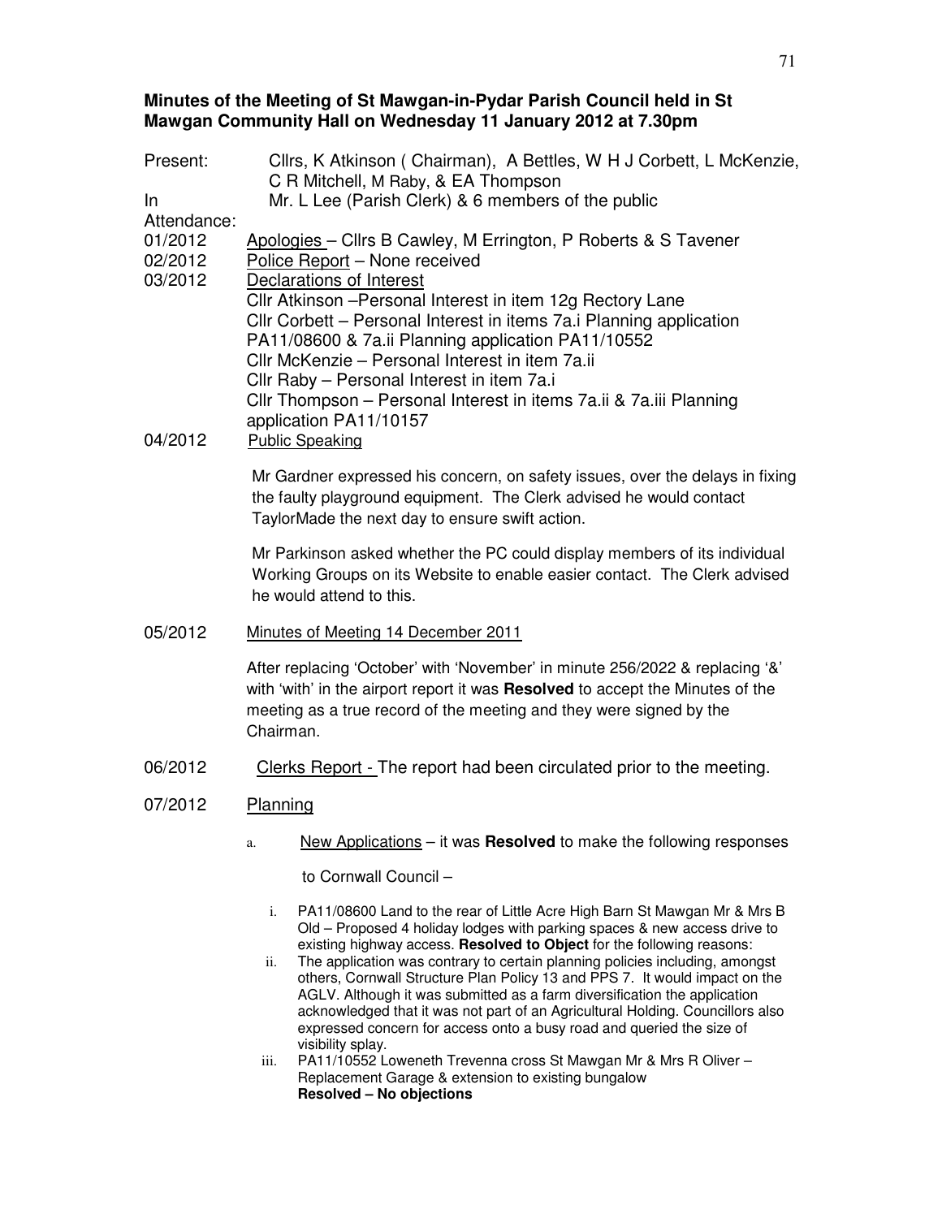**Minutes of the Meeting of St Mawgan-in-Pydar Parish Council held in St Mawgan Community Hall on Wednesday 11 January 2012 at 7.30pm**

Present: Cllrs, K Atkinson ( Chairman), A Bettles, W H J Corbett, L McKenzie, C R Mitchell, M Raby, & EA Thompson

In Attendance: Mr. L Lee (Parish Clerk) & 6 members of the public

01/2012 Apologies – Cllrs B Cawley, M Errington, P Roberts & S Tavener

02/2012 Police Report – None received

03/2012 Declarations of Interest

Cllr Atkinson –Personal Interest in item 12g Rectory Lane
Cllr Corbett – Personal Interest in items 7a.i Planning application PA11/08600 & 7a.ii Planning application PA11/10552
Cllr McKenzie – Personal Interest in item 7a.ii
Cllr Raby – Personal Interest in item 7a.i
Cllr Thompson – Personal Interest in items 7a.ii & 7a.iii Planning application PA11/10157

04/2012 Public Speaking

Mr Gardner expressed his concern, on safety issues, over the delays in fixing the faulty playground equipment. The Clerk advised he would contact TaylorMade the next day to ensure swift action.

Mr Parkinson asked whether the PC could display members of its individual Working Groups on its Website to enable easier contact. The Clerk advised he would attend to this.

05/2012 Minutes of Meeting 14 December 2011

After replacing 'October' with 'November' in minute 256/2022 & replacing '&' with 'with' in the airport report it was **Resolved** to accept the Minutes of the meeting as a true record of the meeting and they were signed by the Chairman.

06/2012 Clerks Report - The report had been circulated prior to the meeting.

07/2012 Planning

a. New Applications – it was **Resolved** to make the following responses to Cornwall Council –

i. PA11/08600 Land to the rear of Little Acre High Barn St Mawgan Mr & Mrs B Old – Proposed 4 holiday lodges with parking spaces & new access drive to existing highway access. **Resolved to Object** for the following reasons:

ii. The application was contrary to certain planning policies including, amongst others, Cornwall Structure Plan Policy 13 and PPS 7. It would impact on the AGLV. Although it was submitted as a farm diversification the application acknowledged that it was not part of an Agricultural Holding. Councillors also expressed concern for access onto a busy road and queried the size of visibility splay.

iii. PA11/10552 Loweneth Trevenna cross St Mawgan Mr & Mrs R Oliver – Replacement Garage & extension to existing bungalow
**Resolved – No objections**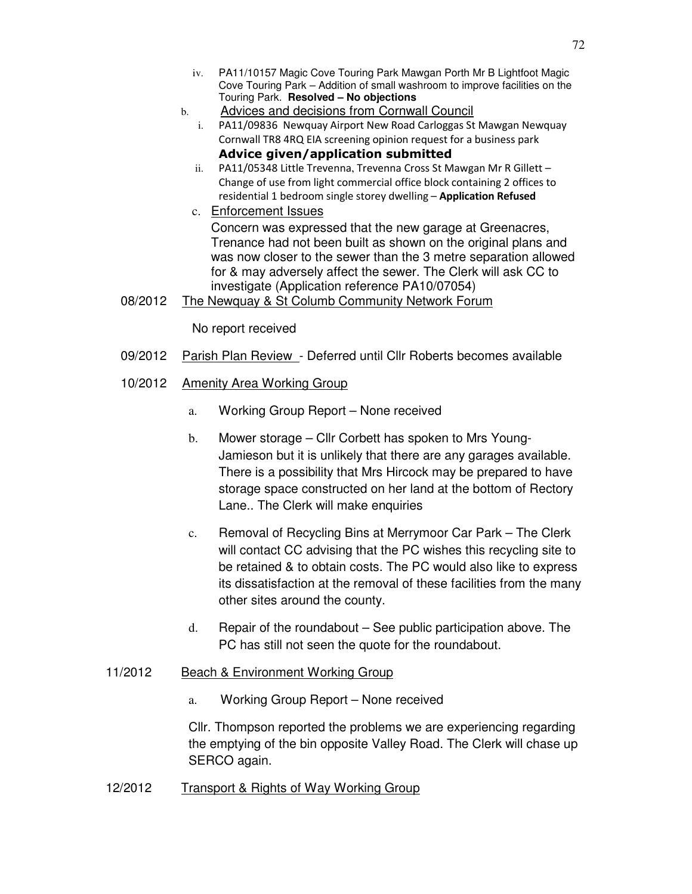iv. PA11/10157 Magic Cove Touring Park Mawgan Porth Mr B Lightfoot Magic Cove Touring Park – Addition of small washroom to improve facilities on the Touring Park. **Resolved – No objections**

b. Advices and decisions from Cornwall Council

i. PA11/09836 Newquay Airport New Road Carloggas St Mawgan Newquay Cornwall TR8 4RQ EIA screening opinion request for a business park **Advice given/application submitted**

ii. PA11/05348 Little Trevenna, Trevenna Cross St Mawgan Mr R Gillett – Change of use from light commercial office block containing 2 offices to residential 1 bedroom single storey dwelling – **Application Refused**

c. Enforcement Issues

Concern was expressed that the new garage at Greenacres, Trenance had not been built as shown on the original plans and was now closer to the sewer than the 3 metre separation allowed for & may adversely affect the sewer. The Clerk will ask CC to investigate (Application reference PA10/07054)

08/2012 The Newquay & St Columb Community Network Forum

No report received

09/2012 Parish Plan Review - Deferred until Cllr Roberts becomes available

10/2012 Amenity Area Working Group

a. Working Group Report – None received

b. Mower storage – Cllr Corbett has spoken to Mrs Young-Jamieson but it is unlikely that there are any garages available. There is a possibility that Mrs Hircock may be prepared to have storage space constructed on her land at the bottom of Rectory Lane.. The Clerk will make enquiries

c. Removal of Recycling Bins at Merrymoor Car Park – The Clerk will contact CC advising that the PC wishes this recycling site to be retained & to obtain costs. The PC would also like to express its dissatisfaction at the removal of these facilities from the many other sites around the county.

d. Repair of the roundabout – See public participation above. The PC has still not seen the quote for the roundabout.

11/2012 Beach & Environment Working Group

a. Working Group Report – None received

Cllr. Thompson reported the problems we are experiencing regarding the emptying of the bin opposite Valley Road. The Clerk will chase up SERCO again.

12/2012 Transport & Rights of Way Working Group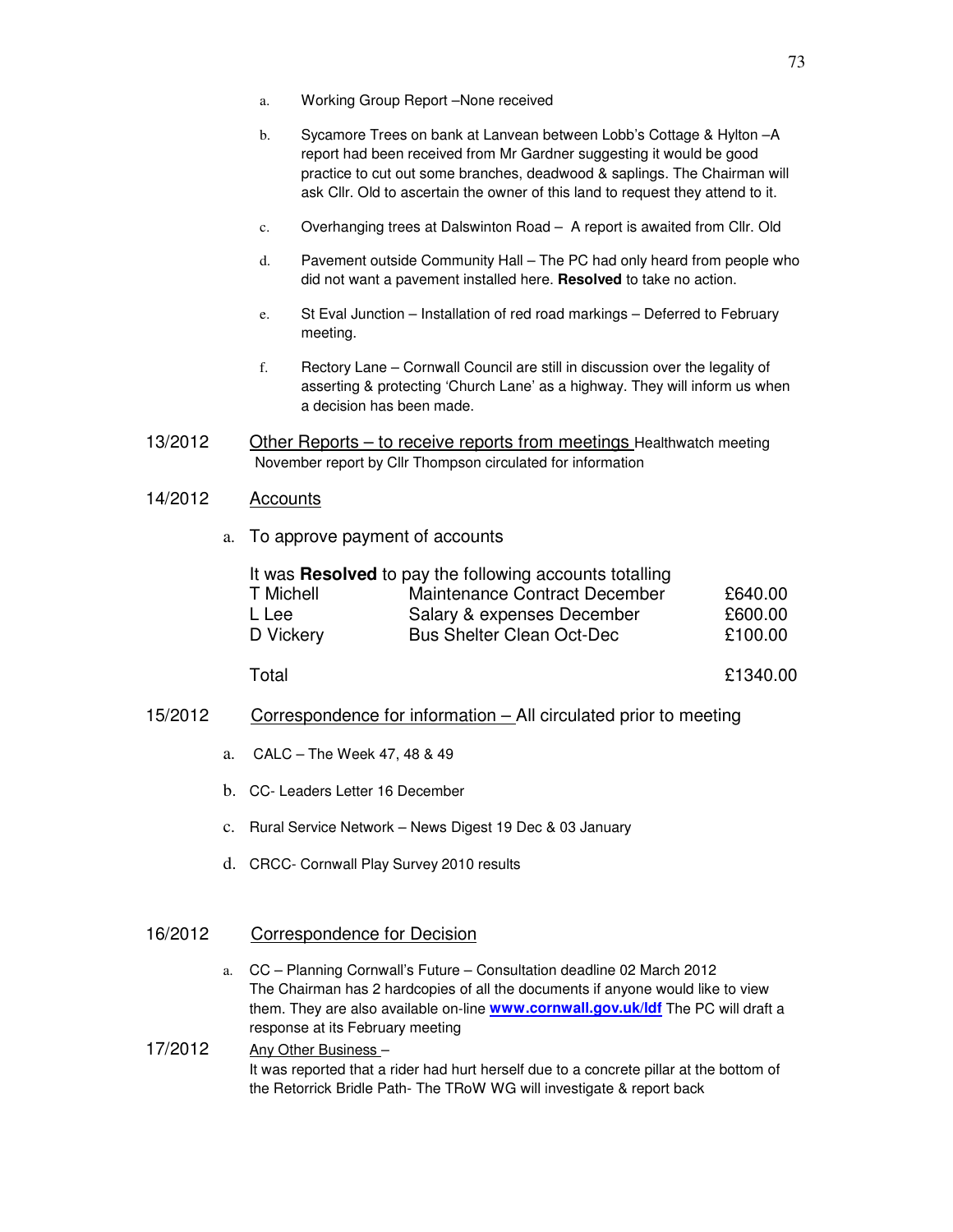a. Working Group Report –None received

b. Sycamore Trees on bank at Lanvean between Lobb's Cottage & Hylton –A report had been received from Mr Gardner suggesting it would be good practice to cut out some branches, deadwood & saplings. The Chairman will ask Cllr. Old to ascertain the owner of this land to request they attend to it.

c. Overhanging trees at Dalswinton Road – A report is awaited from Cllr. Old

d. Pavement outside Community Hall – The PC had only heard from people who did not want a pavement installed here. **Resolved** to take no action.

e. St Eval Junction – Installation of red road markings – Deferred to February meeting.

f. Rectory Lane – Cornwall Council are still in discussion over the legality of asserting & protecting 'Church Lane' as a highway. They will inform us when a decision has been made.

13/2012 Other Reports – to receive reports from meetings Healthwatch meeting November report by Cllr Thompson circulated for information

14/2012 Accounts

a. To approve payment of accounts

It was **Resolved** to pay the following accounts totalling

| | | |
|---|---|---|
| T Michell | Maintenance Contract December | £640.00 |
| L Lee | Salary & expenses December | £600.00 |
| D Vickery | Bus Shelter Clean Oct-Dec | £100.00 |
| Total | | £1340.00 |

15/2012 Correspondence for information – All circulated prior to meeting

a. CALC – The Week 47, 48 & 49

b. CC- Leaders Letter 16 December

c. Rural Service Network – News Digest 19 Dec & 03 January

d. CRCC- Cornwall Play Survey 2010 results

16/2012 Correspondence for Decision

a. CC – Planning Cornwall's Future – Consultation deadline 02 March 2012
The Chairman has 2 hardcopies of all the documents if anyone would like to view them. They are also available on-line **www.cornwall.gov.uk/ldf** The PC will draft a response at its February meeting

17/2012 Any Other Business –
It was reported that a rider had hurt herself due to a concrete pillar at the bottom of the Retorrick Bridle Path- The TRoW WG will investigate & report back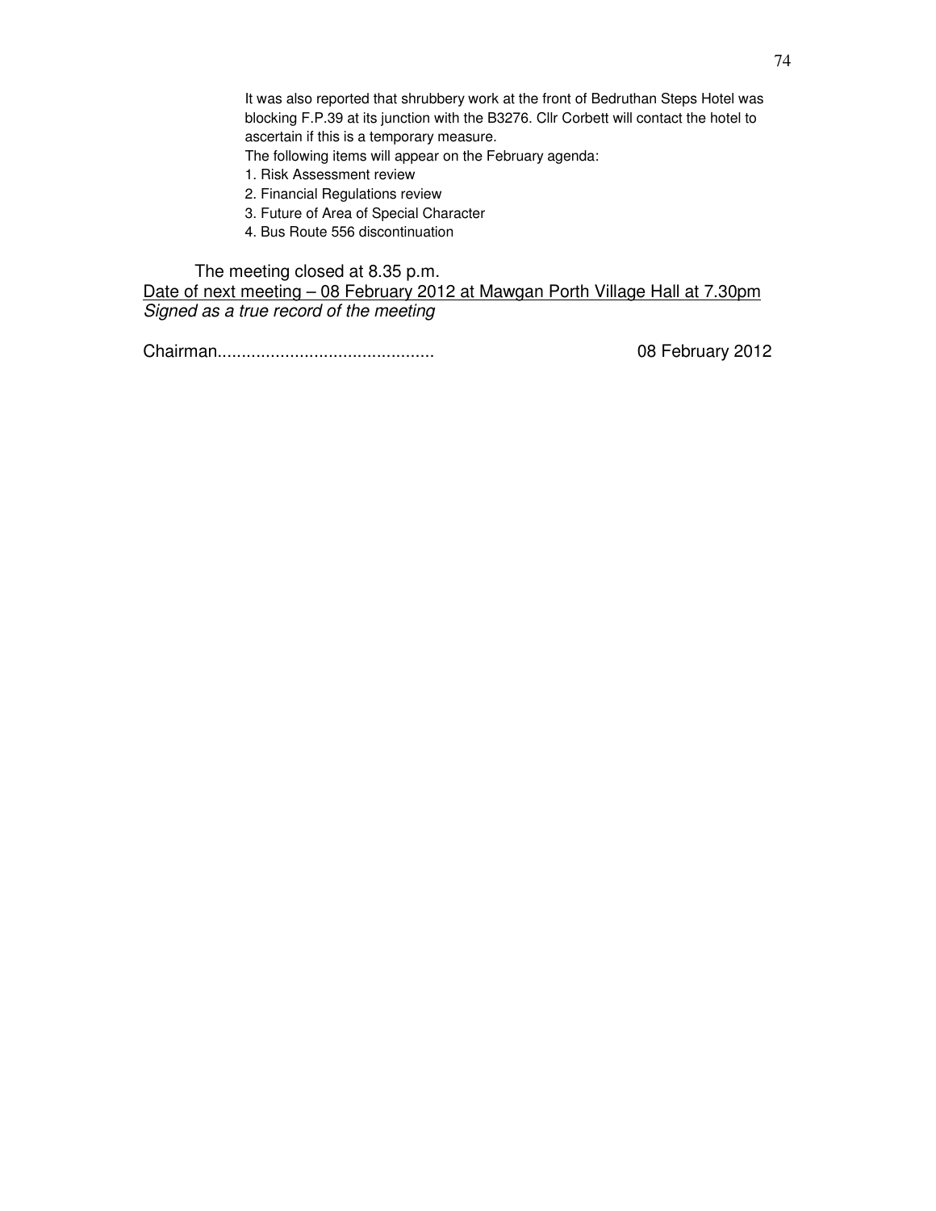It was also reported that shrubbery work at the front of Bedruthan Steps Hotel was blocking F.P.39 at its junction with the B3276. Cllr Corbett will contact the hotel to ascertain if this is a temporary measure.

The following items will appear on the February agenda:

1. Risk Assessment review
2. Financial Regulations review
3. Future of Area of Special Character
4. Bus Route 556 discontinuation

The meeting closed at 8.35 p.m.

Date of next meeting – 08 February 2012 at Mawgan Porth Village Hall at 7.30pm

*Signed as a true record of the meeting*

Chairman............................................ 08 February 2012